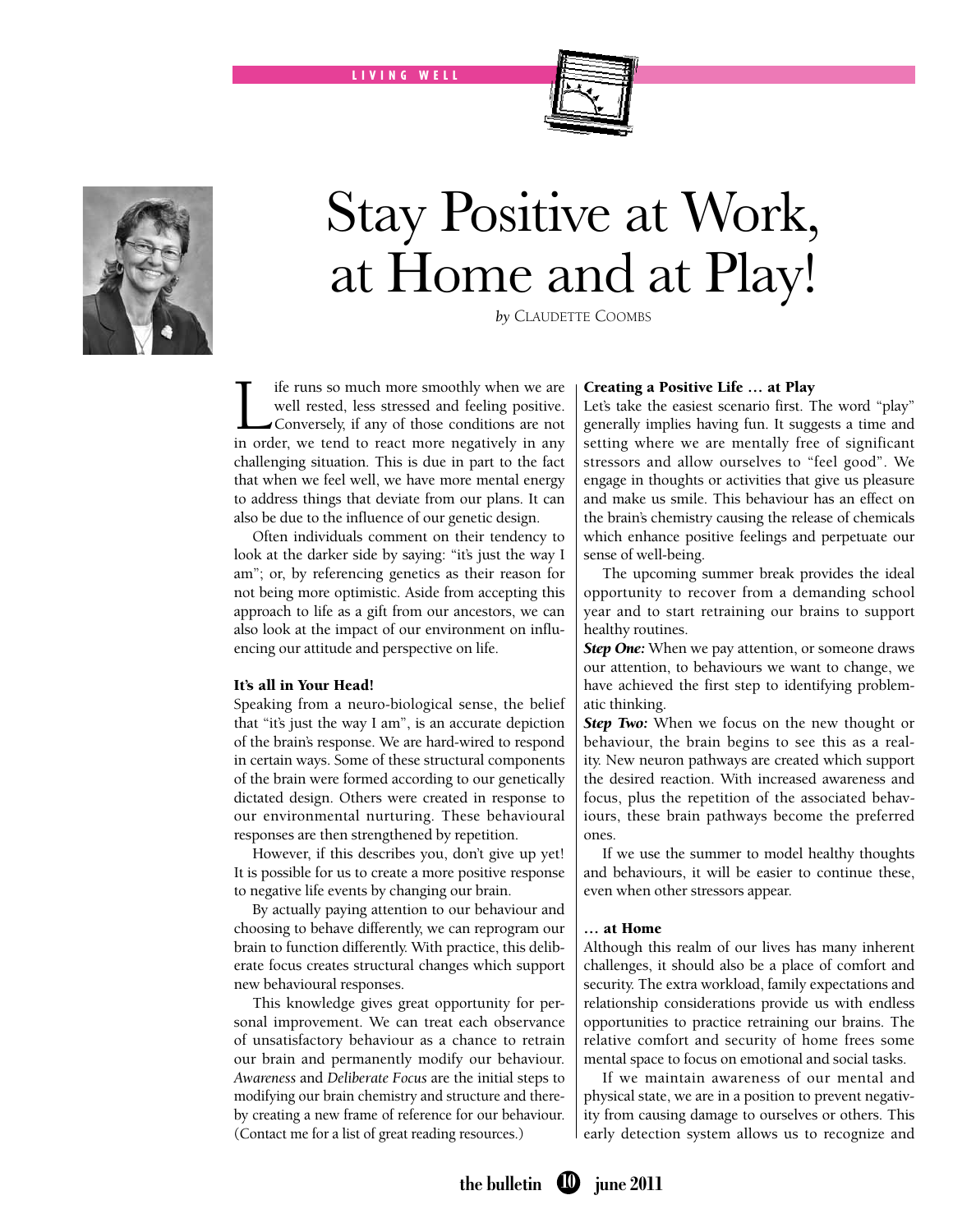# Stay Positive at Work, at Home and at Play!

*by* CLAUDETTE COOMBS

Life runs so much more smoothly when we are well rested, less stressed and feeling positive. Conversely, if any of those conditions are not in order, we tend to react more negatively in any challenging situation. This is due in part to the fact that when we feel well, we have more mental energy to address things that deviate from our plans. It can also be due to the influence of our genetic design.

Often individuals comment on their tendency to look at the darker side by saying: "it's just the way I am"; or, by referencing genetics as their reason for not being more optimistic. Aside from accepting this approach to life as a gift from our ancestors, we can also look at the impact of our environment on influencing our attitude and perspective on life.

### It's all in Your Head!

Speaking from a neuro-biological sense, the belief that "it's just the way I am", is an accurate depiction of the brain's response. We are hard-wired to respond in certain ways. Some of these structural components of the brain were formed according to our genetically dictated design. Others were created in response to our environmental nurturing. These behavioural responses are then strengthened by repetition.

However, if this describes you, don't give up yet! It is possible for us to create a more positive response to negative life events by changing our brain.

By actually paying attention to our behaviour and choosing to behave differently, we can reprogram our brain to function differently. With practice, this deliberate focus creates structural changes which support new behavioural responses.

This knowledge gives great opportunity for personal improvement. We can treat each observance of unsatisfactory behaviour as a chance to retrain our brain and permanently modify our behaviour. *Awareness* and *Deliberate Focus* are the initial steps to modifying our brain chemistry and structure and thereby creating a new frame of reference for our behaviour. (Contact me for a list of great reading resources.)

### Creating a Positive Life … at Play

Let's take the easiest scenario first. The word "play" generally implies having fun. It suggests a time and setting where we are mentally free of significant stressors and allow ourselves to "feel good". We engage in thoughts or activities that give us pleasure and make us smile. This behaviour has an effect on the brain's chemistry causing the release of chemicals which enhance positive feelings and perpetuate our sense of well-being.

The upcoming summer break provides the ideal opportunity to recover from a demanding school year and to start retraining our brains to support healthy routines.

***Step One:*** When we pay attention, or someone draws our attention, to behaviours we want to change, we have achieved the first step to identifying problematic thinking.

***Step Two:*** When we focus on the new thought or behaviour, the brain begins to see this as a reality. New neuron pathways are created which support the desired reaction. With increased awareness and focus, plus the repetition of the associated behaviours, these brain pathways become the preferred ones.

If we use the summer to model healthy thoughts and behaviours, it will be easier to continue these, even when other stressors appear.

### … at Home

Although this realm of our lives has many inherent challenges, it should also be a place of comfort and security. The extra workload, family expectations and relationship considerations provide us with endless opportunities to practice retraining our brains. The relative comfort and security of home frees some mental space to focus on emotional and social tasks.

If we maintain awareness of our mental and physical state, we are in a position to prevent negativity from causing damage to ourselves or others. This early detection system allows us to recognize and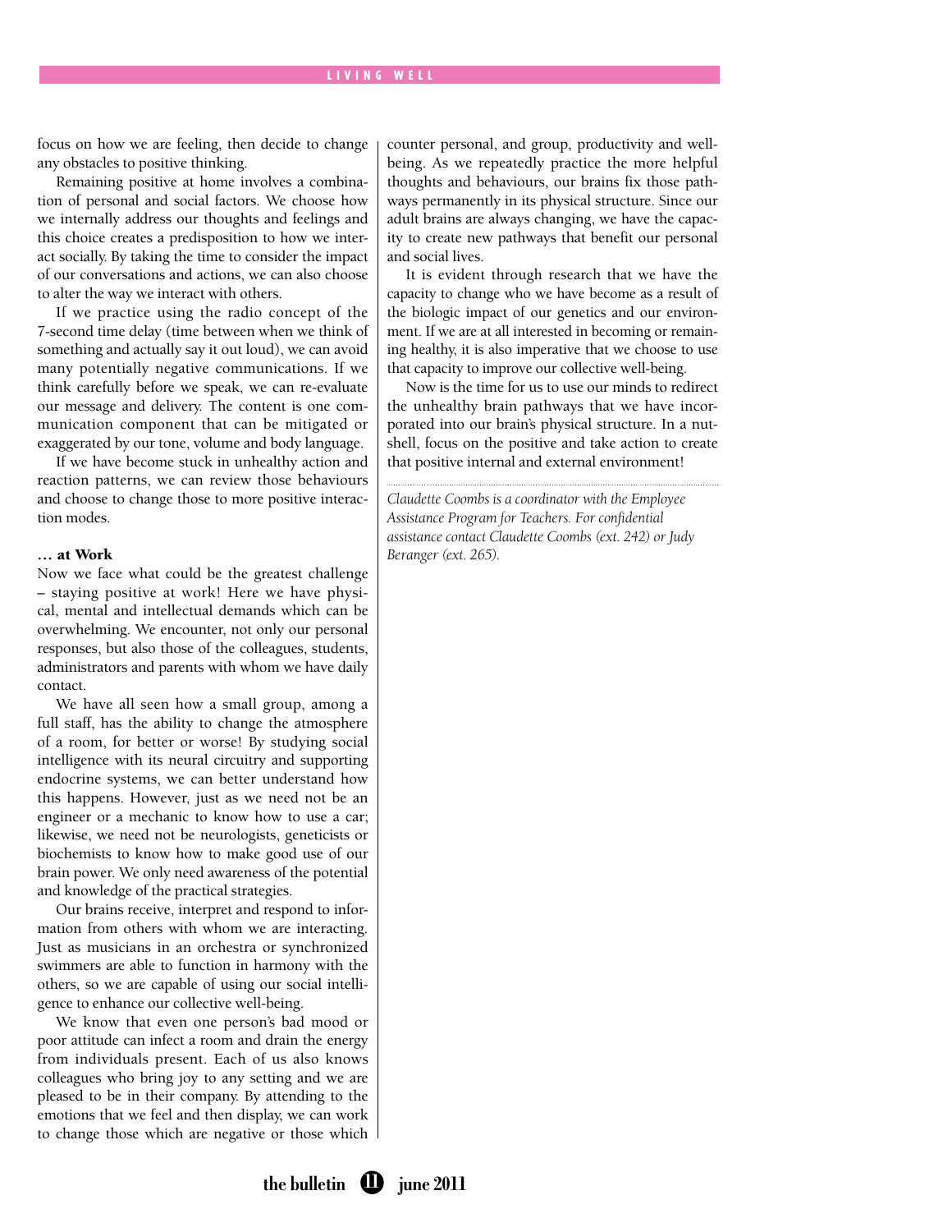focus on how we are feeling, then decide to change any obstacles to positive thinking.

Remaining positive at home involves a combination of personal and social factors. We choose how we internally address our thoughts and feelings and this choice creates a predisposition to how we interact socially. By taking the time to consider the impact of our conversations and actions, we can also choose to alter the way we interact with others.

If we practice using the radio concept of the 7-second time delay (time between when we think of something and actually say it out loud), we can avoid many potentially negative communications. If we think carefully before we speak, we can re-evaluate our message and delivery. The content is one communication component that can be mitigated or exaggerated by our tone, volume and body language.

If we have become stuck in unhealthy action and reaction patterns, we can review those behaviours and choose to change those to more positive interaction modes.

### … at Work

Now we face what could be the greatest challenge – staying positive at work! Here we have physical, mental and intellectual demands which can be overwhelming. We encounter, not only our personal responses, but also those of the colleagues, students, administrators and parents with whom we have daily contact.

We have all seen how a small group, among a full staff, has the ability to change the atmosphere of a room, for better or worse! By studying social intelligence with its neural circuitry and supporting endocrine systems, we can better understand how this happens. However, just as we need not be an engineer or a mechanic to know how to use a car; likewise, we need not be neurologists, geneticists or biochemists to know how to make good use of our brain power. We only need awareness of the potential and knowledge of the practical strategies.

Our brains receive, interpret and respond to information from others with whom we are interacting. Just as musicians in an orchestra or synchronized swimmers are able to function in harmony with the others, so we are capable of using our social intelligence to enhance our collective well-being.

We know that even one person's bad mood or poor attitude can infect a room and drain the energy from individuals present. Each of us also knows colleagues who bring joy to any setting and we are pleased to be in their company. By attending to the emotions that we feel and then display, we can work to change those which are negative or those which counter personal, and group, productivity and well-being. As we repeatedly practice the more helpful thoughts and behaviours, our brains fix those pathways permanently in its physical structure. Since our adult brains are always changing, we have the capacity to create new pathways that benefit our personal and social lives.

It is evident through research that we have the capacity to change who we have become as a result of the biologic impact of our genetics and our environment. If we are at all interested in becoming or remaining healthy, it is also imperative that we choose to use that capacity to improve our collective well-being.

Now is the time for us to use our minds to redirect the unhealthy brain pathways that we have incorporated into our brain's physical structure. In a nutshell, focus on the positive and take action to create that positive internal and external environment!

---

*Claudette Coombs is a coordinator with the Employee Assistance Program for Teachers. For confidential assistance contact Claudette Coombs (ext. 242) or Judy Beranger (ext. 265).*